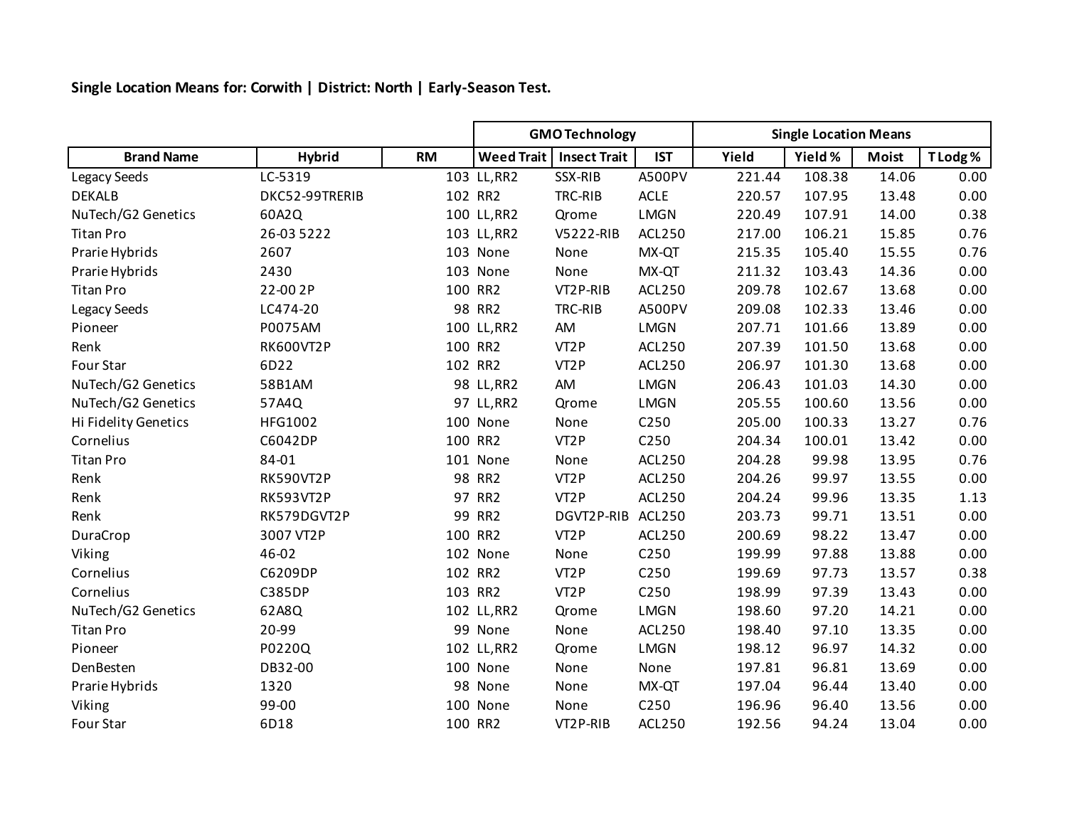**Single Location Means for: Corwith | District: North | Early-Season Test.**

| | | | GMO Technology | | | Single Location Means | | | |
|---|---|---|---|---|---|---|---|---|---|
| **Brand Name** | **Hybrid** | **RM** | **Weed Trait** | **Insect Trait** | **IST** | **Yield** | **Yield %** | **Moist** | **T Lodg %** |
| Legacy Seeds | LC-5319 | 103 | LL,RR2 | SSX-RIB | A500PV | 221.44 | 108.38 | 14.06 | 0.00 |
| DEKALB | DKC52-99TRERIB | 102 | RR2 | TRC-RIB | ACLE | 220.57 | 107.95 | 13.48 | 0.00 |
| NuTech/G2 Genetics | 60A2Q | 100 | LL,RR2 | Qrome | LMGN | 220.49 | 107.91 | 14.00 | 0.38 |
| Titan Pro | 26-03 5222 | 103 | LL,RR2 | V5222-RIB | ACL250 | 217.00 | 106.21 | 15.85 | 0.76 |
| Prarie Hybrids | 2607 | 103 | None | None | MX-QT | 215.35 | 105.40 | 15.55 | 0.76 |
| Prarie Hybrids | 2430 | 103 | None | None | MX-QT | 211.32 | 103.43 | 14.36 | 0.00 |
| Titan Pro | 22-00 2P | 100 | RR2 | VT2P-RIB | ACL250 | 209.78 | 102.67 | 13.68 | 0.00 |
| Legacy Seeds | LC474-20 | 98 | RR2 | TRC-RIB | A500PV | 209.08 | 102.33 | 13.46 | 0.00 |
| Pioneer | P0075AM | 100 | LL,RR2 | AM | LMGN | 207.71 | 101.66 | 13.89 | 0.00 |
| Renk | RK600VT2P | 100 | RR2 | VT2P | ACL250 | 207.39 | 101.50 | 13.68 | 0.00 |
| Four Star | 6D22 | 102 | RR2 | VT2P | ACL250 | 206.97 | 101.30 | 13.68 | 0.00 |
| NuTech/G2 Genetics | 58B1AM | 98 | LL,RR2 | AM | LMGN | 206.43 | 101.03 | 14.30 | 0.00 |
| NuTech/G2 Genetics | 57A4Q | 97 | LL,RR2 | Qrome | LMGN | 205.55 | 100.60 | 13.56 | 0.00 |
| Hi Fidelity Genetics | HFG1002 | 100 | None | None | C250 | 205.00 | 100.33 | 13.27 | 0.76 |
| Cornelius | C6042DP | 100 | RR2 | VT2P | C250 | 204.34 | 100.01 | 13.42 | 0.00 |
| Titan Pro | 84-01 | 101 | None | None | ACL250 | 204.28 | 99.98 | 13.95 | 0.76 |
| Renk | RK590VT2P | 98 | RR2 | VT2P | ACL250 | 204.26 | 99.97 | 13.55 | 0.00 |
| Renk | RK593VT2P | 97 | RR2 | VT2P | ACL250 | 204.24 | 99.96 | 13.35 | 1.13 |
| Renk | RK579DGVT2P | 99 | RR2 | DGVT2P-RIB | ACL250 | 203.73 | 99.71 | 13.51 | 0.00 |
| DuraCrop | 3007 VT2P | 100 | RR2 | VT2P | ACL250 | 200.69 | 98.22 | 13.47 | 0.00 |
| Viking | 46-02 | 102 | None | None | C250 | 199.99 | 97.88 | 13.88 | 0.00 |
| Cornelius | C6209DP | 102 | RR2 | VT2P | C250 | 199.69 | 97.73 | 13.57 | 0.38 |
| Cornelius | C385DP | 103 | RR2 | VT2P | C250 | 198.99 | 97.39 | 13.43 | 0.00 |
| NuTech/G2 Genetics | 62A8Q | 102 | LL,RR2 | Qrome | LMGN | 198.60 | 97.20 | 14.21 | 0.00 |
| Titan Pro | 20-99 | 99 | None | None | ACL250 | 198.40 | 97.10 | 13.35 | 0.00 |
| Pioneer | P0220Q | 102 | LL,RR2 | Qrome | LMGN | 198.12 | 96.97 | 14.32 | 0.00 |
| DenBesten | DB32-00 | 100 | None | None | None | 197.81 | 96.81 | 13.69 | 0.00 |
| Prarie Hybrids | 1320 | 98 | None | None | MX-QT | 197.04 | 96.44 | 13.40 | 0.00 |
| Viking | 99-00 | 100 | None | None | C250 | 196.96 | 96.40 | 13.56 | 0.00 |
| Four Star | 6D18 | 100 | RR2 | VT2P-RIB | ACL250 | 192.56 | 94.24 | 13.04 | 0.00 |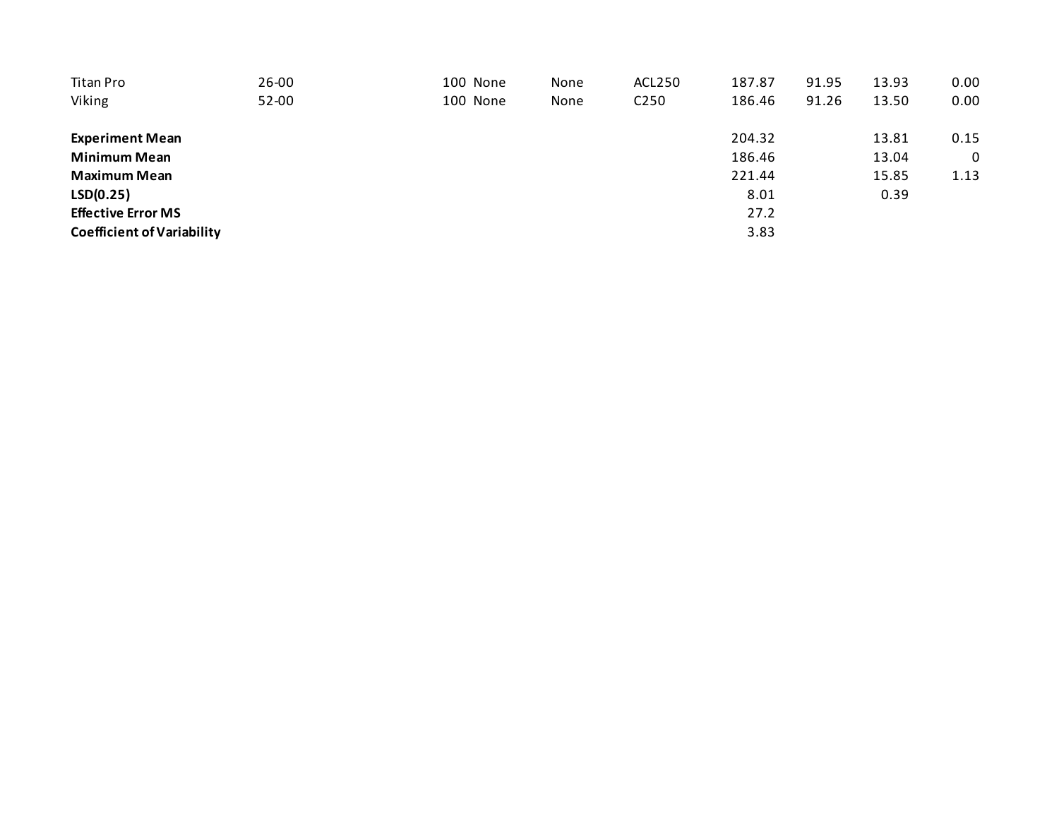| | | | | | | | | | |
|---|---|---|---|---|---|---|---|---|---|
| Titan Pro | 26-00 | 100 | None | None | ACL250 | 187.87 | 91.95 | 13.93 | 0.00 |
| Viking | 52-00 | 100 | None | None | C250 | 186.46 | 91.26 | 13.50 | 0.00 |
| | | | | | | | | | |
| **Experiment Mean** | | | | | | 204.32 | | 13.81 | 0.15 |
| **Minimum Mean** | | | | | | 186.46 | | 13.04 | 0 |
| **Maximum Mean** | | | | | | 221.44 | | 15.85 | 1.13 |
| **LSD(0.25)** | | | | | | 8.01 | | 0.39 | |
| **Effective Error MS** | | | | | | 27.2 | | | |
| **Coefficient of Variability** | | | | | | 3.83 | | | |